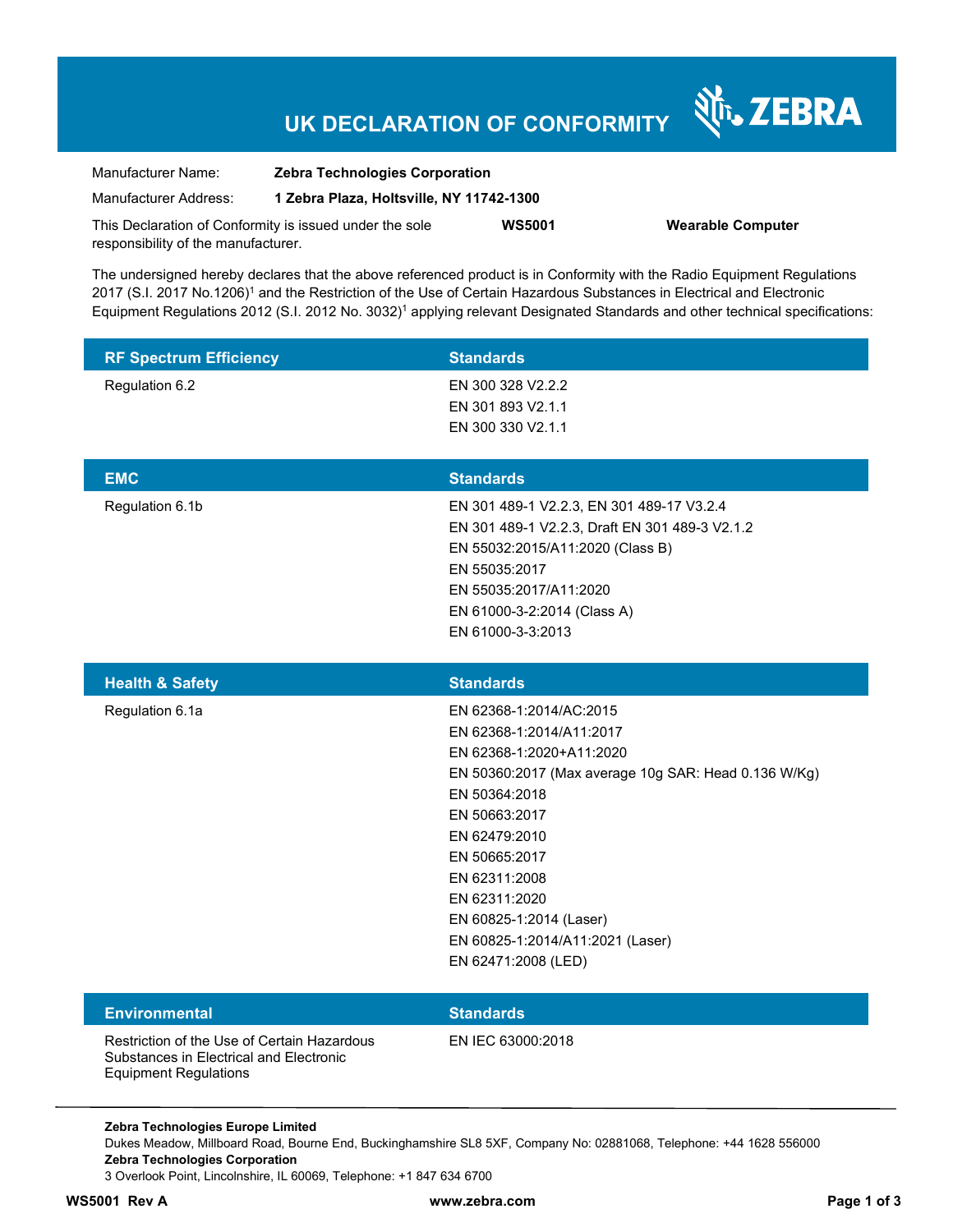# UK DECLARATION OF CONFORMITY

ZEBRA

Manufacturer Name: **Zebra Technologies Corporation**

Manufacturer Address: **1 Zebra Plaza, Holtsville, NY 11742-1300**

This Declaration of Conformity is issued under the sole responsibility of the manufacturer. **WS5001** **Wearable Computer**

The undersigned hereby declares that the above referenced product is in Conformity with the Radio Equipment Regulations 2017 (S.I. 2017 No.1206)[1] and the Restriction of the Use of Certain Hazardous Substances in Electrical and Electronic Equipment Regulations 2012 (S.I. 2012 No. 3032)[1] applying relevant Designated Standards and other technical specifications:

| RF Spectrum Efficiency | Standards |
|---|---|
| Regulation 6.2 | EN 300 328 V2.2.2<br>EN 301 893 V2.1.1<br>EN 300 330 V2.1.1 |

| EMC | Standards |
|---|---|
| Regulation 6.1b | EN 301 489-1 V2.2.3, EN 301 489-17 V3.2.4<br>EN 301 489-1 V2.2.3, Draft EN 301 489-3 V2.1.2<br>EN 55032:2015/A11:2020 (Class B)<br>EN 55035:2017<br>EN 55035:2017/A11:2020<br>EN 61000-3-2:2014 (Class A)<br>EN 61000-3-3:2013 |

| Health & Safety | Standards |
|---|---|
| Regulation 6.1a | EN 62368-1:2014/AC:2015<br>EN 62368-1:2014/A11:2017<br>EN 62368-1:2020+A11:2020<br>EN 50360:2017 (Max average 10g SAR: Head 0.136 W/Kg)<br>EN 50364:2018<br>EN 50663:2017<br>EN 62479:2010<br>EN 50665:2017<br>EN 62311:2008<br>EN 62311:2020<br>EN 60825-1:2014 (Laser)<br>EN 60825-1:2014/A11:2021 (Laser)<br>EN 62471:2008 (LED) |

| Environmental | Standards |
|---|---|
| Restriction of the Use of Certain Hazardous Substances in Electrical and Electronic Equipment Regulations | EN IEC 63000:2018 |

**Zebra Technologies Europe Limited**
Dukes Meadow, Millboard Road, Bourne End, Buckinghamshire SL8 5XF, Company No: 02881068, Telephone: +44 1628 556000
**Zebra Technologies Corporation**
3 Overlook Point, Lincolnshire, IL 60069, Telephone: +1 847 634 6700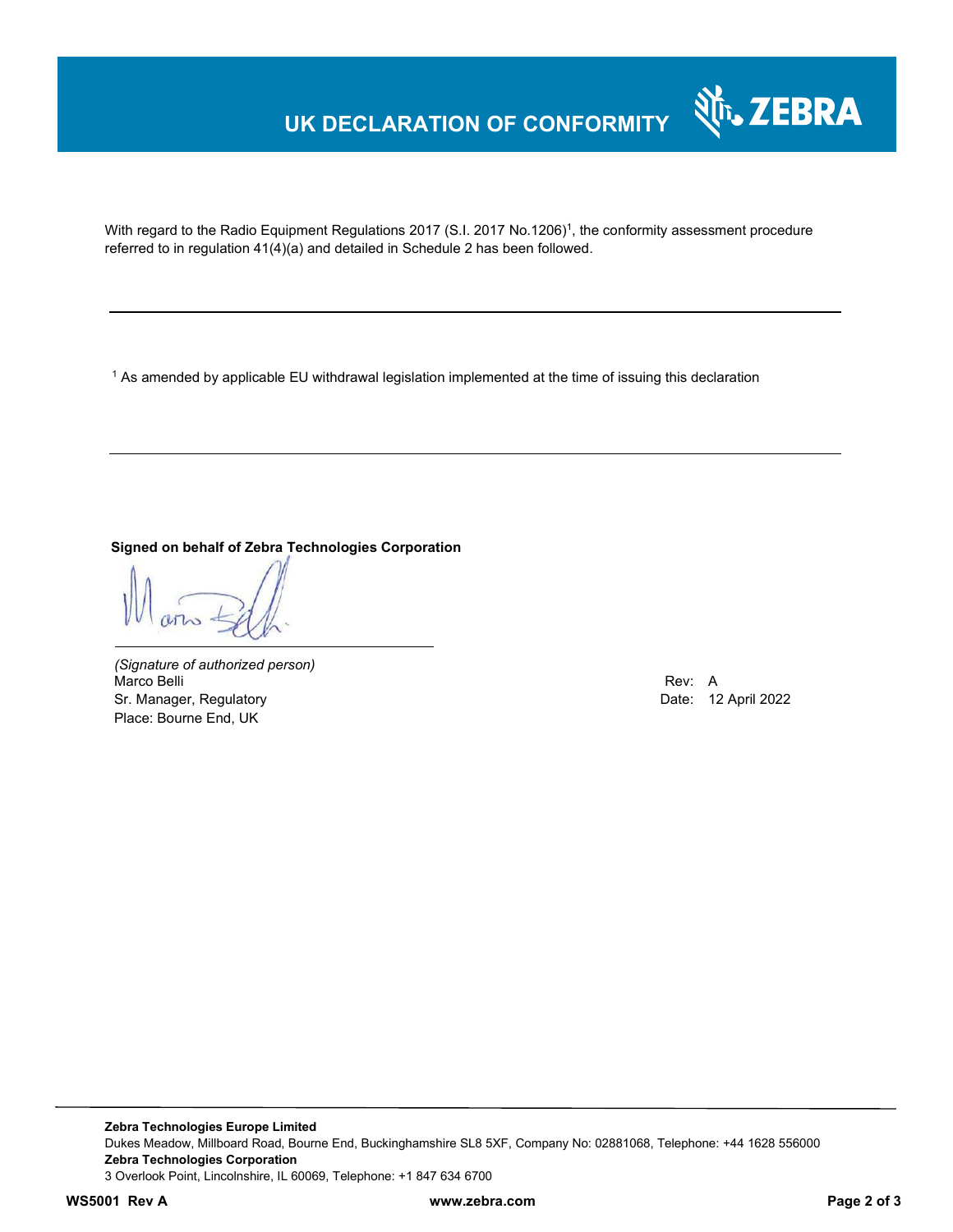# UK DECLARATION OF CONFORMITY

With regard to the Radio Equipment Regulations 2017 (S.I. 2017 No.1206)[1], the conformity assessment procedure referred to in regulation 41(4)(a) and detailed in Schedule 2 has been followed.

---

[1] As amended by applicable EU withdrawal legislation implemented at the time of issuing this declaration

---

**Signed on behalf of Zebra Technologies Corporation**

*(Signature of authorized person)*
Marco Belli
Sr. Manager, Regulatory
Place: Bourne End, UK

Rev: A
Date: 12 April 2022

**Zebra Technologies Europe Limited**
Dukes Meadow, Millboard Road, Bourne End, Buckinghamshire SL8 5XF, Company No: 02881068, Telephone: +44 1628 556000
**Zebra Technologies Corporation**
3 Overlook Point, Lincolnshire, IL 60069, Telephone: +1 847 634 6700

**WS5001 Rev A** **www.zebra.com**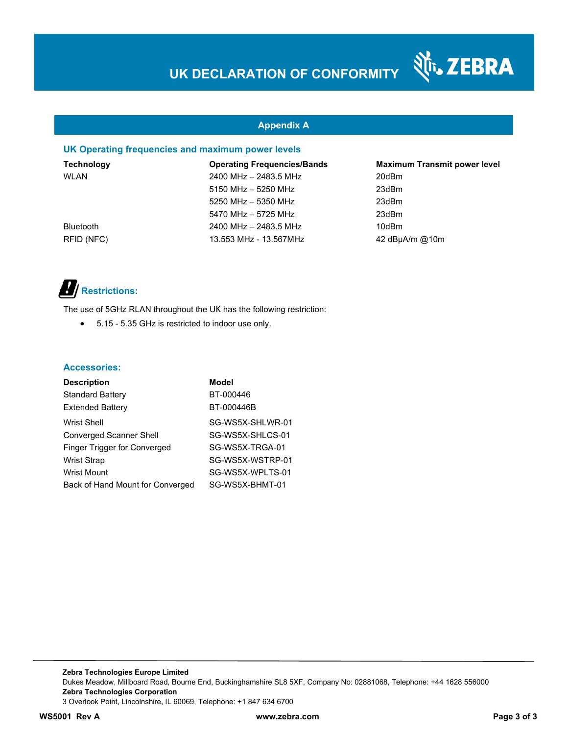# UK DECLARATION OF CONFORMITY

## Appendix A

### UK Operating frequencies and maximum power levels

| Technology | Operating Frequencies/Bands | Maximum Transmit power level |
|---|---|---|
| WLAN | 2400 MHz – 2483.5 MHz | 20dBm |
| | 5150 MHz – 5250 MHz | 23dBm |
| | 5250 MHz – 5350 MHz | 23dBm |
| | 5470 MHz – 5725 MHz | 23dBm |
| Bluetooth | 2400 MHz – 2483.5 MHz | 10dBm |
| RFID (NFC) | 13.553 MHz - 13.567MHz | 42 dBµA/m @10m |

### Restrictions:

The use of 5GHz RLAN throughout the UK has the following restriction:

- 5.15 - 5.35 GHz is restricted to indoor use only.

### Accessories:

| Description | Model |
|---|---|
| Standard Battery | BT-000446 |
| Extended Battery | BT-000446B |
| Wrist Shell | SG-WS5X-SHLWR-01 |
| Converged Scanner Shell | SG-WS5X-SHLCS-01 |
| Finger Trigger for Converged | SG-WS5X-TRGA-01 |
| Wrist Strap | SG-WS5X-WSTRP-01 |
| Wrist Mount | SG-WS5X-WPLTS-01 |
| Back of Hand Mount for Converged | SG-WS5X-BHMT-01 |

**Zebra Technologies Europe Limited**
Dukes Meadow, Millboard Road, Bourne End, Buckinghamshire SL8 5XF, Company No: 02881068, Telephone: +44 1628 556000
**Zebra Technologies Corporation**
3 Overlook Point, Lincolnshire, IL 60069, Telephone: +1 847 634 6700